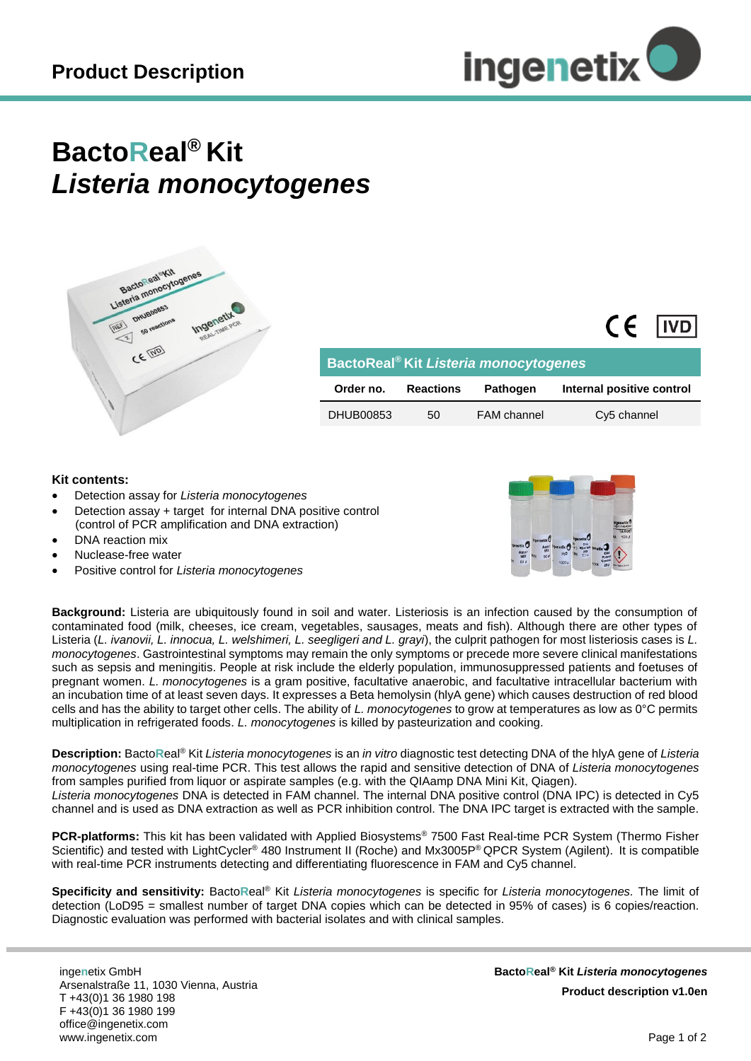# Product Description

# BactoReal® Kit
# *Listeria monocytogenes*

| BactoReal® Kit *Listeria monocytogenes* | | | |
|---|---|---|---|
| **Order no.** | **Reactions** | **Pathogen** | **Internal positive control** |
| DHUB00853 | 50 | FAM channel | Cy5 channel |

**Kit contents:**

- Detection assay for *Listeria monocytogenes*
- Detection assay + target for internal DNA positive control (control of PCR amplification and DNA extraction)
- DNA reaction mix
- Nuclease-free water
- Positive control for *Listeria monocytogenes*

**Background:** Listeria are ubiquitously found in soil and water. Listeriosis is an infection caused by the consumption of contaminated food (milk, cheeses, ice cream, vegetables, sausages, meats and fish). Although there are other types of Listeria (*L. ivanovii, L. innocua, L. welshimeri, L. seegligeri and L. grayi*), the culprit pathogen for most listeriosis cases is *L. monocytogenes*. Gastrointestinal symptoms may remain the only symptoms or precede more severe clinical manifestations such as sepsis and meningitis. People at risk include the elderly population, immunosuppressed patients and foetuses of pregnant women. *L. monocytogenes* is a gram positive, facultative anaerobic, and facultative intracellular bacterium with an incubation time of at least seven days. It expresses a Beta hemolysin (hlyA gene) which causes destruction of red blood cells and has the ability to target other cells. The ability of *L. monocytogenes* to grow at temperatures as low as 0°C permits multiplication in refrigerated foods. *L. monocytogenes* is killed by pasteurization and cooking.

**Description:** BactoReal® Kit *Listeria monocytogenes* is an *in vitro* diagnostic test detecting DNA of the hlyA gene of *Listeria monocytogenes* using real-time PCR. This test allows the rapid and sensitive detection of DNA of *Listeria monocytogenes* from samples purified from liquor or aspirate samples (e.g. with the QIAamp DNA Mini Kit, Qiagen).
*Listeria monocytogenes* DNA is detected in FAM channel. The internal DNA positive control (DNA IPC) is detected in Cy5 channel and is used as DNA extraction as well as PCR inhibition control. The DNA IPC target is extracted with the sample.

**PCR-platforms:** This kit has been validated with Applied Biosystems® 7500 Fast Real-time PCR System (Thermo Fisher Scientific) and tested with LightCycler® 480 Instrument II (Roche) and Mx3005P® QPCR System (Agilent). It is compatible with real-time PCR instruments detecting and differentiating fluorescence in FAM and Cy5 channel.

**Specificity and sensitivity:** BactoReal® Kit *Listeria monocytogenes* is specific for *Listeria monocytogenes.* The limit of detection (LoD95 = smallest number of target DNA copies which can be detected in 95% of cases) is 6 copies/reaction. Diagnostic evaluation was performed with bacterial isolates and with clinical samples.

ingenetix GmbH
Arsenalstraße 11, 1030 Vienna, Austria
T +43(0)1 36 1980 198
F +43(0)1 36 1980 199
office@ingenetix.com
www.ingenetix.com

**BactoReal® Kit *Listeria monocytogenes***
**Product description v1.0en**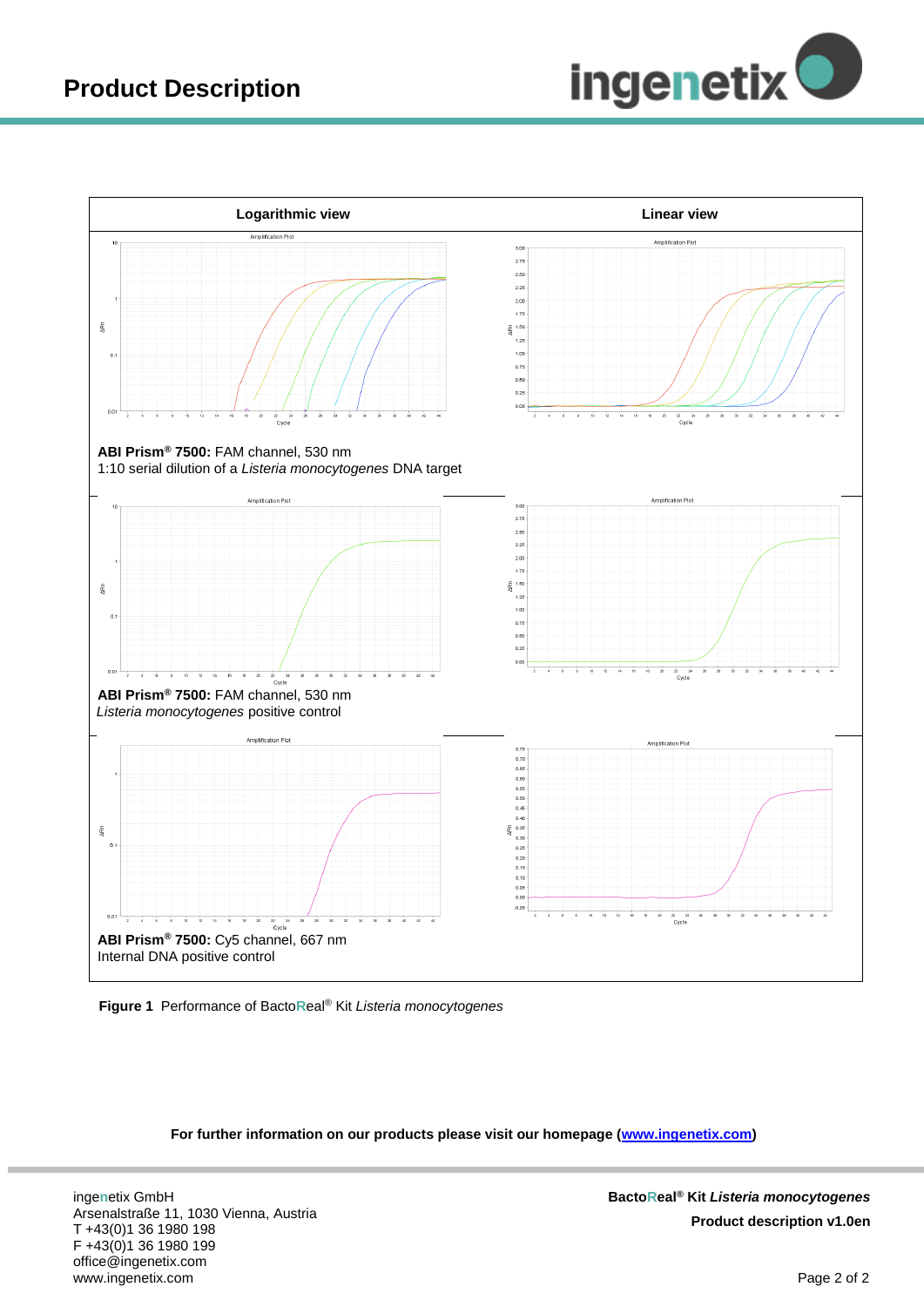# Product Description

| Logarithmic view | Linear view |
| --- | --- |

Amplification Plot

**ABI Prism® 7500:** FAM channel, 530 nm
1:10 serial dilution of a *Listeria monocytogenes* DNA target

**ABI Prism® 7500:** FAM channel, 530 nm
*Listeria monocytogenes* positive control

**ABI Prism® 7500:** Cy5 channel, 667 nm
Internal DNA positive control

**Figure 1** Performance of BactoReal® Kit *Listeria monocytogenes*

**For further information on our products please visit our homepage (www.ingenetix.com)**

ingenetix GmbH
Arsenalstraße 11, 1030 Vienna, Austria
T +43(0)1 36 1980 198
F +43(0)1 36 1980 199
office@ingenetix.com
www.ingenetix.com

**BactoReal® Kit *Listeria monocytogenes***
**Product description v1.0en**